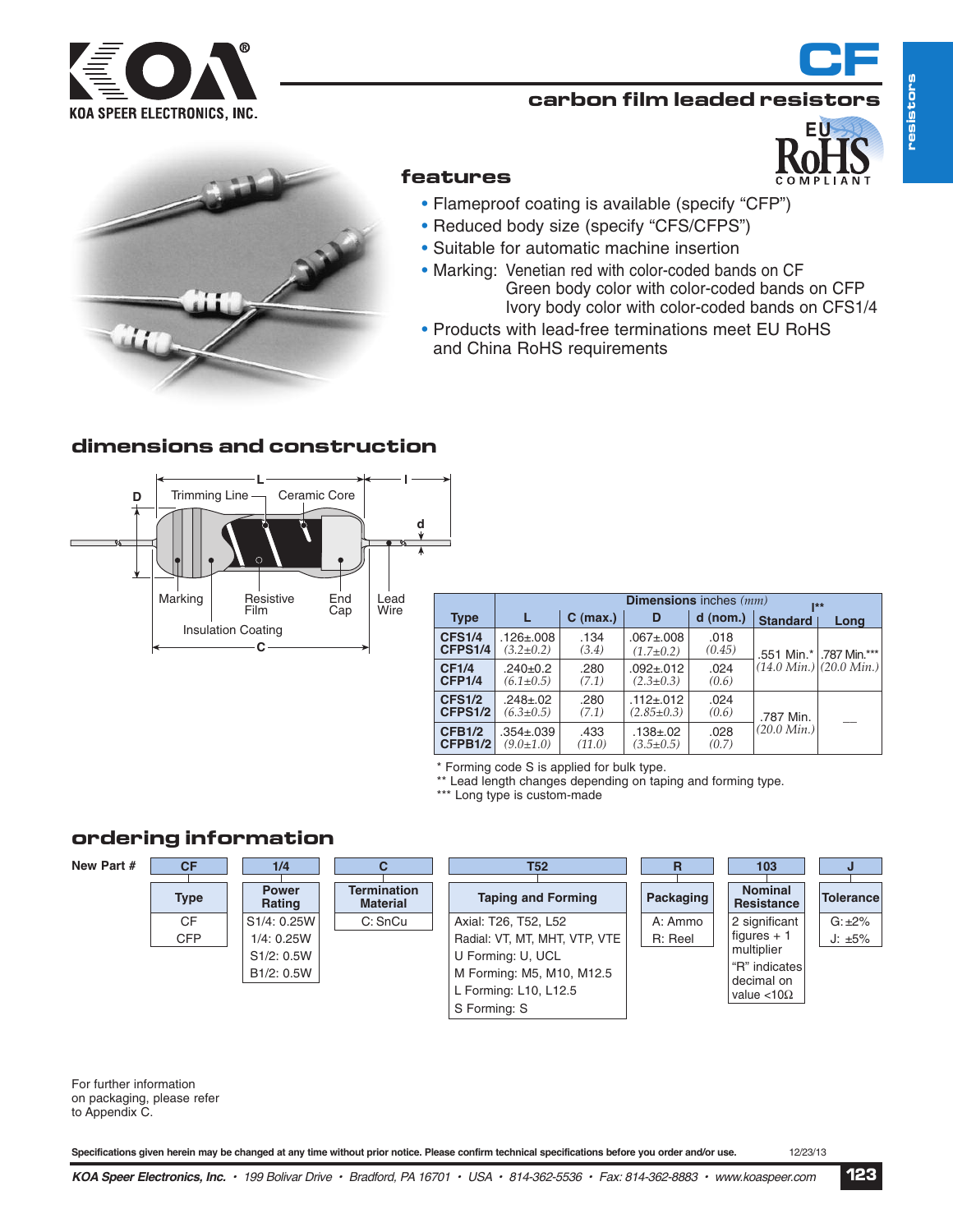KOA SPEER ELECTRONICS, INC.

# CF

## carbon film leaded resistors

EU RoHS COMPLIANT

### features

- Flameproof coating is available (specify "CFP")
- Reduced body size (specify "CFS/CFPS")
- Suitable for automatic machine insertion
- Marking: Venetian red with color-coded bands on CF
  Green body color with color-coded bands on CFP
  Ivory body color with color-coded bands on CFS1/4
- Products with lead-free terminations meet EU RoHS and China RoHS requirements

### dimensions and construction

Trimming Line, Ceramic Core, Marking, Resistive Film, End Cap, Lead Wire, Insulation Coating

| Type | Dimensions inches *(mm)* | | | | | |
|---|---|---|---|---|---|---|
| | L | C (max.) | D | d (nom.) | l** Standard | l** Long |
| CFS1/4 CFPS1/4 | .126±.008 *(3.2±0.2)* | .134 *(3.4)* | .067±.008 *(1.7±0.2)* | .018 *(0.45)* | .551 Min.* *(14.0 Min.)* | .787 Min.*** *(20.0 Min.)* |
| CF1/4 CFP1/4 | .240±0.2 *(6.1±0.5)* | .280 *(7.1)* | .092±.012 *(2.3±0.3)* | .024 *(0.6)* | | |
| CFS1/2 CFPS1/2 | .248±.02 *(6.3±0.5)* | .280 *(7.1)* | .112±.012 *(2.85±0.3)* | .024 *(0.6)* | .787 Min. *(20.0 Min.)* | — |
| CFB1/2 CFPB1/2 | .354±.039 *(9.0±1.0)* | .433 *(11.0)* | .138±.02 *(3.5±0.5)* | .028 *(0.7)* | | |

\* Forming code S is applied for bulk type.
\*\* Lead length changes depending on taping and forming type.
\*\*\* Long type is custom-made

### ordering information

New Part #: CF | 1/4 | C | T52 | R | 103 | J

| Type | Power Rating | Termination Material | Taping and Forming | Packaging | Nominal Resistance | Tolerance |
|---|---|---|---|---|---|---|
| CF<br>CFP | S1/4: 0.25W<br>1/4: 0.25W<br>S1/2: 0.5W<br>B1/2: 0.5W | C: SnCu | Axial: T26, T52, L52<br>Radial: VT, MT, MHT, VTP, VTE<br>U Forming: U, UCL<br>M Forming: M5, M10, M12.5<br>L Forming: L10, L12.5<br>S Forming: S | A: Ammo<br>R: Reel | 2 significant figures + 1 multiplier<br>"R" indicates decimal on value <10Ω | G: ±2%<br>J: ±5% |

For further information on packaging, please refer to Appendix C.

**Specifications given herein may be changed at any time without prior notice. Please confirm technical specifications before you order and/or use.** 12/23/13

*KOA Speer Electronics, Inc. • 199 Bolivar Drive • Bradford, PA 16701 • USA • 814-362-5536 • Fax: 814-362-8883 • www.koaspeer.com*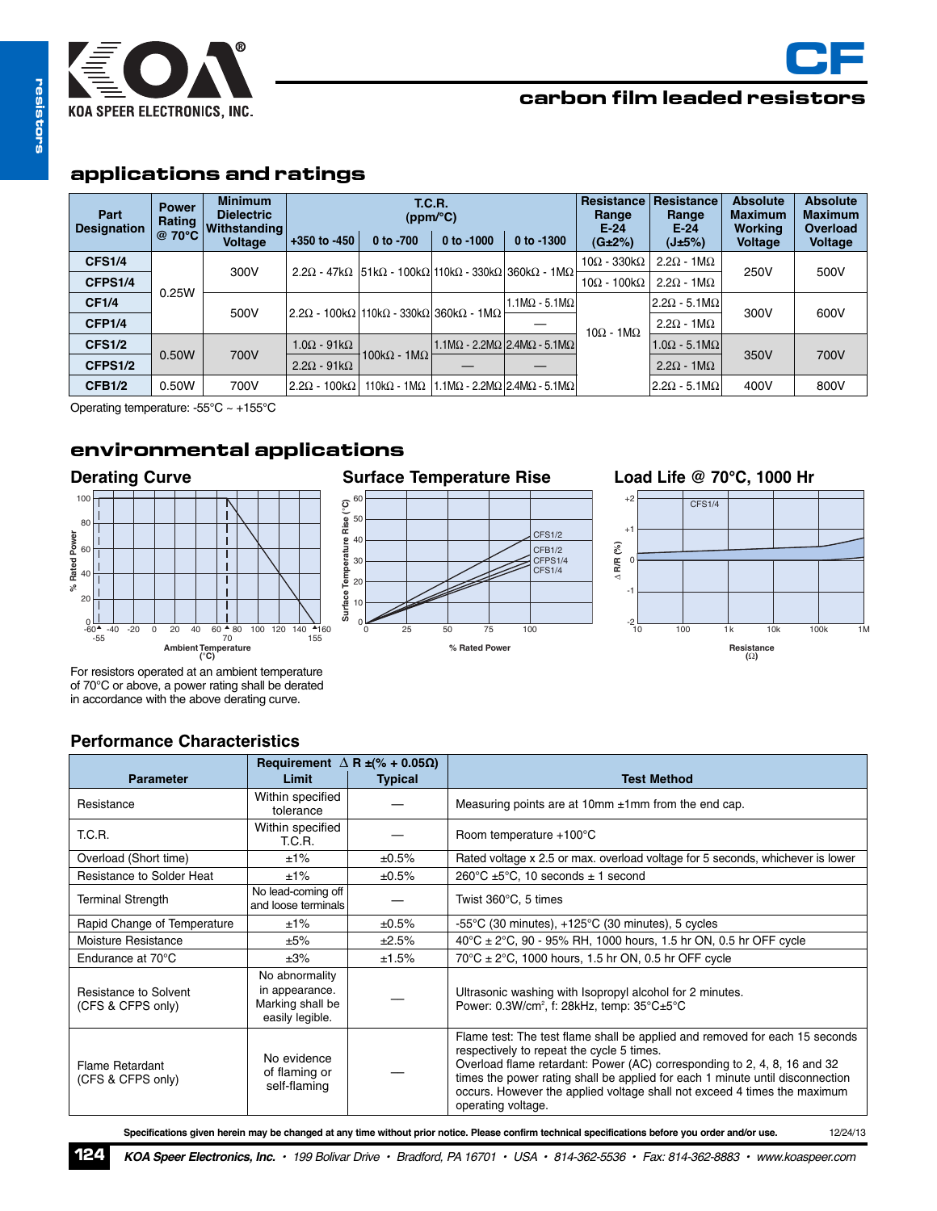# CF

## carbon film leaded resistors

## applications and ratings

| Part Designation | Power Rating @ 70°C | Minimum Dielectric Withstanding Voltage | T.C.R. (ppm/°C) | | | | Resistance Range E-24 (G±2%) | Resistance Range E-24 (J±5%) | Absolute Maximum Working Voltage | Absolute Maximum Overload Voltage |
|---|---|---|---|---|---|---|---|---|---|---|
| | | | +350 to -450 | 0 to -700 | 0 to -1000 | 0 to -1300 | | | | |
| CFS1/4 | 0.25W | 300V | 2.2Ω - 47kΩ | 51kΩ - 100kΩ | 110kΩ - 330kΩ | 360kΩ - 1MΩ | 10Ω - 330kΩ | 2.2Ω - 1MΩ | 250V | 500V |
| CFPS1/4 | | | | | | | 10Ω - 100kΩ | 2.2Ω - 1MΩ | | |
| CF1/4 | | 500V | 2.2Ω - 100kΩ | 110kΩ - 330kΩ | 360kΩ - 1MΩ | 1.1MΩ - 5.1MΩ | 10Ω - 1MΩ | 2.2Ω - 5.1MΩ | 300V | 600V |
| CFP1/4 | | | | | | — | | 2.2Ω - 1MΩ | | |
| CFS1/2 | 0.50W | 700V | 1.0Ω - 91kΩ | 100kΩ - 1MΩ | 1.1MΩ - 2.2MΩ | 2.4MΩ - 5.1MΩ | | 1.0Ω - 5.1MΩ | 350V | 700V |
| CFPS1/2 | | | 2.2Ω - 91kΩ | | — | — | | 2.2Ω - 1MΩ | | |
| CFB1/2 | 0.50W | 700V | 2.2Ω - 100kΩ | 110kΩ - 1MΩ | 1.1MΩ - 2.2MΩ | 2.4MΩ - 5.1MΩ | | 2.2Ω - 5.1MΩ | 400V | 800V |

Operating temperature: -55°C ~ +155°C

## environmental applications

### Derating Curve

% Rated Power

100
80
60
40
20
0

-60 -40 -20 0 20 40 60 80 100 120 140 160
-55 70 155

Ambient Temperature (°C)

For resistors operated at an ambient temperature of 70°C or above, a power rating shall be derated in accordance with the above derating curve.

### Surface Temperature Rise

Surface Temperature Rise (°C)

60
50
40
30
20
10
0

0 25 50 75 100

% Rated Power

CFS1/2
CFB1/2
CFPS1/4
CFS1/4

### Load Life @ 70°C, 1000 Hr

ΔR/R (%)

+2
+1
0
-1
-2

10 100 1k 10k 100k 1M

Resistance (Ω)

CFS1/4

### Performance Characteristics

| Parameter | Requirement ΔR ±(% + 0.05Ω) Limit | Requirement ΔR ±(% + 0.05Ω) Typical | Test Method |
|---|---|---|---|
| Resistance | Within specified tolerance | — | Measuring points are at 10mm ±1mm from the end cap. |
| T.C.R. | Within specified T.C.R. | — | Room temperature +100°C |
| Overload (Short time) | ±1% | ±0.5% | Rated voltage x 2.5 or max. overload voltage for 5 seconds, whichever is lower |
| Resistance to Solder Heat | ±1% | ±0.5% | 260°C ±5°C, 10 seconds ± 1 second |
| Terminal Strength | No lead-coming off and loose terminals | — | Twist 360°C, 5 times |
| Rapid Change of Temperature | ±1% | ±0.5% | -55°C (30 minutes), +125°C (30 minutes), 5 cycles |
| Moisture Resistance | ±5% | ±2.5% | 40°C ± 2°C, 90 - 95% RH, 1000 hours, 1.5 hr ON, 0.5 hr OFF cycle |
| Endurance at 70°C | ±3% | ±1.5% | 70°C ± 2°C, 1000 hours, 1.5 hr ON, 0.5 hr OFF cycle |
| Resistance to Solvent (CFS & CFPS only) | No abnormality in appearance. Marking shall be easily legible. | — | Ultrasonic washing with Isopropyl alcohol for 2 minutes. Power: 0.3W/cm², f: 28kHz, temp: 35°C±5°C |
| Flame Retardant (CFS & CFPS only) | No evidence of flaming or self-flaming | — | Flame test: The test flame shall be applied and removed for each 15 seconds respectively to repeat the cycle 5 times. Overload flame retardant: Power (AC) corresponding to 2, 4, 8, 16 and 32 times the power rating shall be applied for each 1 minute until disconnection occurs. However the applied voltage shall not exceed 4 times the maximum operating voltage. |

**Specifications given herein may be changed at any time without prior notice. Please confirm technical specifications before you order and/or use.** 12/24/13